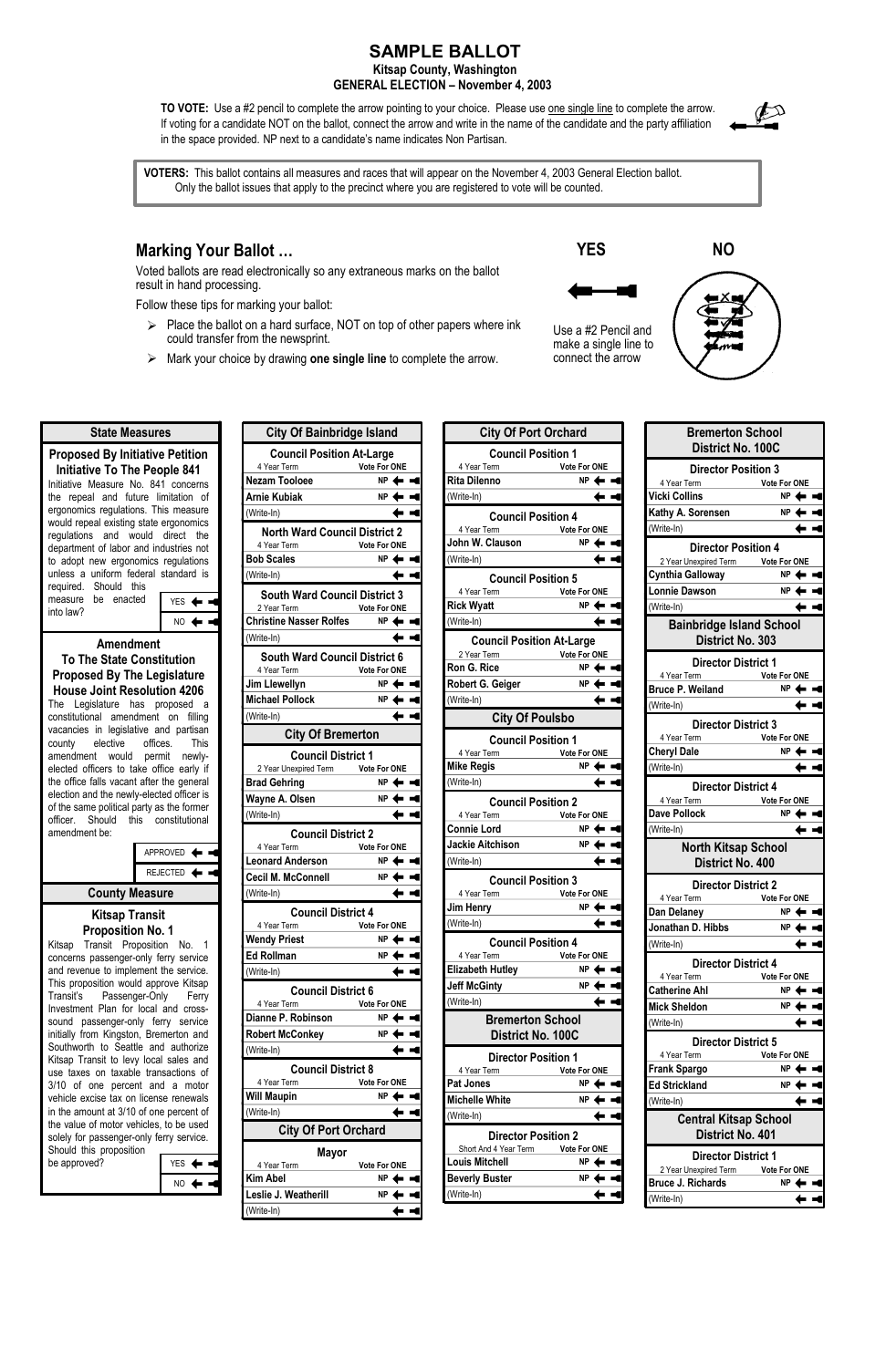# SAMPLE BALLOT

**Kitsap County, Washington**

**GENERAL ELECTION – November 4, 2003**

**TO VOTE:** Use a #2 pencil to complete the arrow pointing to your choice. Please use one single line to complete the arrow. If voting for a candidate NOT on the ballot, connect the arrow and write in the name of the candidate and the party affiliation in the space provided. NP next to a candidate's name indicates Non Partisan.

**VOTERS:** This ballot contains all measures and races that will appear on the November 4, 2003 General Election ballot. Only the ballot issues that apply to the precinct where you are registered to vote will be counted.

## Marking Your Ballot …

Voted ballots are read electronically so any extraneous marks on the ballot result in hand processing.

Follow these tips for marking your ballot:

- Place the ballot on a hard surface, NOT on top of other papers where ink could transfer from the newsprint.
- Mark your choice by drawing **one single line** to complete the arrow.

**YES** — Use a #2 Pencil and make a single line to connect the arrow

**NO**

## State Measures

### Proposed By Initiative Petition Initiative To The People 841

Initiative Measure No. 841 concerns the repeal and future limitation of ergonomics regulations. This measure would repeal existing state ergonomics regulations and would direct the department of labor and industries not to adopt new ergonomics regulations unless a uniform federal standard is required. Should this measure be enacted into law?

- YES
- NO

### Amendment To The State Constitution Proposed By The Legislature House Joint Resolution 4206

The Legislature has proposed a constitutional amendment on filling vacancies in legislative and partisan county elective offices. This amendment would permit newly-elected officers to take office early if the office falls vacant after the general election and the newly-elected officer is of the same political party as the former officer. Should this constitutional amendment be:

- APPROVED
- REJECTED

## County Measure

### Kitsap Transit Proposition No. 1

Kitsap Transit Proposition No. 1 concerns passenger-only ferry service and revenue to implement the service. This proposition would approve Kitsap Transit's Passenger-Only Ferry Investment Plan for local and cross-sound passenger-only ferry service initially from Kingston, Bremerton and Southworth to Seattle and authorize Kitsap Transit to levy local sales and use taxes on taxable transactions of 3/10 of one percent and a motor vehicle excise tax on license renewals in the amount at 3/10 of one percent of the value of motor vehicles, to be used solely for passenger-only ferry service. Should this proposition be approved?

- YES
- NO

## City Of Bainbridge Island

### Council Position At-Large
4 Year Term — Vote For ONE
- Nezam Tooloee NP
- Arnie Kubiak NP
- (Write-In)

### North Ward Council District 2
4 Year Term — Vote For ONE
- Bob Scales NP
- (Write-In)

### South Ward Council District 3
2 Year Term — Vote For ONE
- Christine Nasser Rolfes NP
- (Write-In)

### South Ward Council District 6
4 Year Term — Vote For ONE
- Jim Llewellyn NP
- Michael Pollock NP
- (Write-In)

## City Of Bremerton

### Council District 1
2 Year Unexpired Term — Vote For ONE
- Brad Gehring NP
- Wayne A. Olsen NP
- (Write-In)

### Council District 2
4 Year Term — Vote For ONE
- Leonard Anderson NP
- Cecil M. McConnell NP
- (Write-In)

### Council District 4
4 Year Term — Vote For ONE
- Wendy Priest NP
- Ed Rollman NP
- (Write-In)

### Council District 6
4 Year Term — Vote For ONE
- Dianne P. Robinson NP
- Robert McConkey NP
- (Write-In)

### Council District 8
4 Year Term — Vote For ONE
- Will Maupin NP
- (Write-In)

## City Of Port Orchard

### Mayor
4 Year Term — Vote For ONE
- Kim Abel NP
- Leslie J. Weatherill NP
- (Write-In)

### Council Position 1
4 Year Term — Vote For ONE
- Rita Dilenno NP
- (Write-In)

### Council Position 4
4 Year Term — Vote For ONE
- John W. Clauson NP
- (Write-In)

### Council Position 5
4 Year Term — Vote For ONE
- Rick Wyatt NP
- (Write-In)

### Council Position At-Large
2 Year Term — Vote For ONE
- Ron G. Rice NP
- Robert G. Geiger NP
- (Write-In)

## City Of Poulsbo

### Council Position 1
4 Year Term — Vote For ONE
- Mike Regis NP
- (Write-In)

### Council Position 2
4 Year Term — Vote For ONE
- Connie Lord NP
- Jackie Aitchison NP
- (Write-In)

### Council Position 3
4 Year Term — Vote For ONE
- Jim Henry NP
- (Write-In)

### Council Position 4
4 Year Term — Vote For ONE
- Elizabeth Hutley NP
- Jeff McGinty NP
- (Write-In)

## Bremerton School District No. 100C

### Director Position 1
4 Year Term — Vote For ONE
- Pat Jones NP
- Michelle White NP
- (Write-In)

### Director Position 2
Short And 4 Year Term — Vote For ONE
- Louis Mitchell NP
- Beverly Buster NP
- (Write-In)

### Director Position 3
4 Year Term — Vote For ONE
- Vicki Collins NP
- Kathy A. Sorensen NP
- (Write-In)

### Director Position 4
2 Year Unexpired Term — Vote For ONE
- Cynthia Galloway NP
- Lonnie Dawson NP
- (Write-In)

## Bainbridge Island School District No. 303

### Director District 1
4 Year Term — Vote For ONE
- Bruce P. Weiland NP
- (Write-In)

### Director District 3
4 Year Term — Vote For ONE
- Cheryl Dale NP
- (Write-In)

### Director District 4
4 Year Term — Vote For ONE
- Dave Pollock NP
- (Write-In)

## North Kitsap School District No. 400

### Director District 2
4 Year Term — Vote For ONE
- Dan Delaney NP
- Jonathan D. Hibbs NP
- (Write-In)

### Director District 4
4 Year Term — Vote For ONE
- Catherine Ahl NP
- Mick Sheldon NP
- (Write-In)

### Director District 5
4 Year Term — Vote For ONE
- Frank Spargo NP
- Ed Strickland NP
- (Write-In)

## Central Kitsap School District No. 401

### Director District 1
2 Year Unexpired Term — Vote For ONE
- Bruce J. Richards NP
- (Write-In)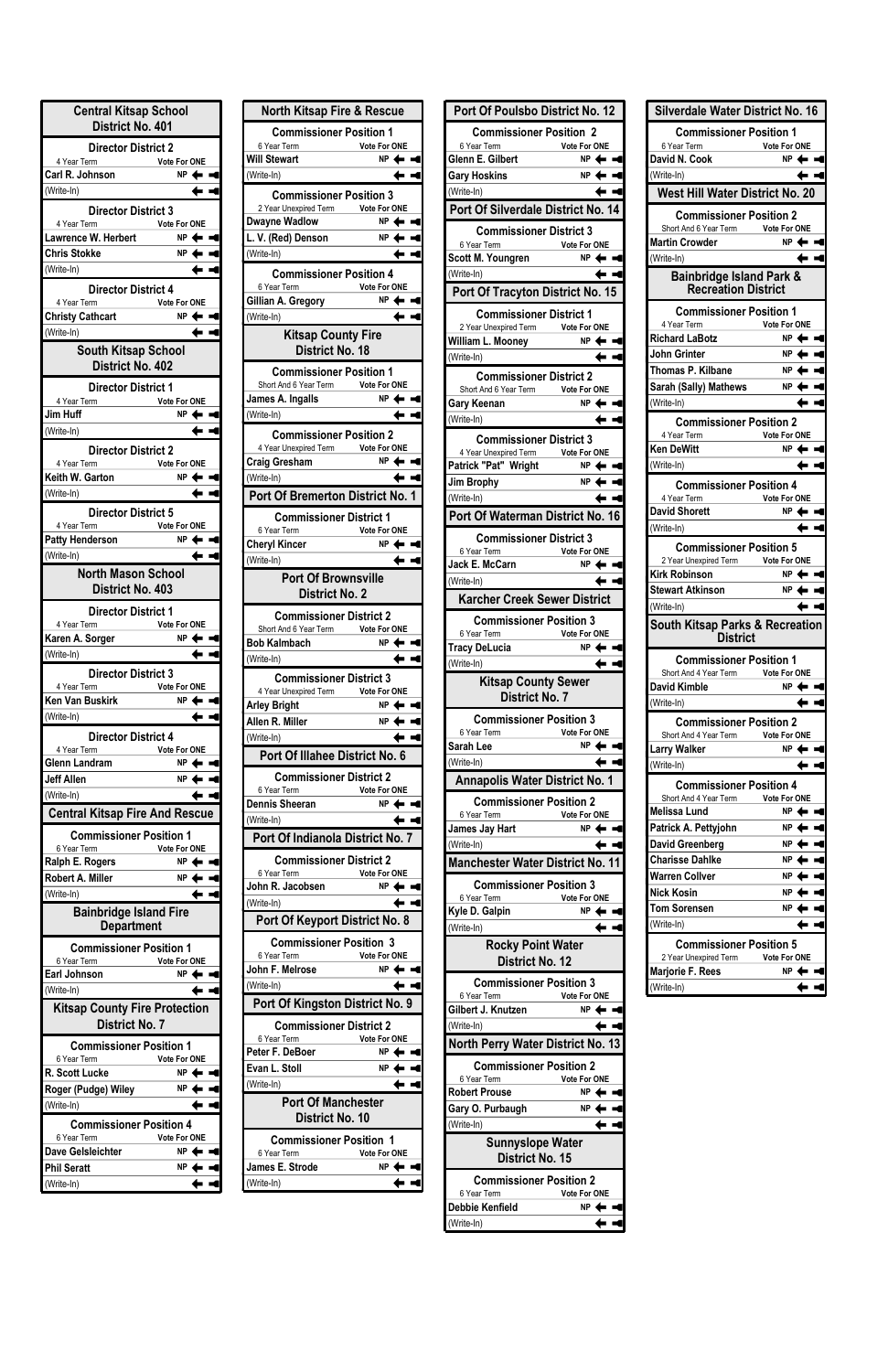## Central Kitsap School District No. 401

### Director District 2
4 Year Term — Vote For ONE

- Carl R. Johnson — NP
- (Write-In)

### Director District 3
4 Year Term — Vote For ONE

- Lawrence W. Herbert — NP
- Chris Stokke — NP
- (Write-In)

### Director District 4
4 Year Term — Vote For ONE

- Christy Cathcart — NP
- (Write-In)

## South Kitsap School District No. 402

### Director District 1
4 Year Term — Vote For ONE

- Jim Huff — NP
- (Write-In)

### Director District 2
4 Year Term — Vote For ONE

- Keith W. Garton — NP
- (Write-In)

### Director District 5
4 Year Term — Vote For ONE

- Patty Henderson — NP
- (Write-In)

## North Mason School District No. 403

### Director District 1
4 Year Term — Vote For ONE

- Karen A. Sorger — NP
- (Write-In)

### Director District 3
4 Year Term — Vote For ONE

- Ken Van Buskirk — NP
- (Write-In)

### Director District 4
4 Year Term — Vote For ONE

- Glenn Landram — NP
- Jeff Allen — NP
- (Write-In)

## Central Kitsap Fire And Rescue

### Commissioner Position 1
6 Year Term — Vote For ONE

- Ralph E. Rogers — NP
- Robert A. Miller — NP
- (Write-In)

## Bainbridge Island Fire Department

### Commissioner Position 1
6 Year Term — Vote For ONE

- Earl Johnson — NP
- (Write-In)

## Kitsap County Fire Protection District No. 7

### Commissioner Position 1
6 Year Term — Vote For ONE

- R. Scott Lucke — NP
- Roger (Pudge) Wiley — NP
- (Write-In)

### Commissioner Position 4
6 Year Term — Vote For ONE

- Dave Gelsleichter — NP
- Phil Seratt — NP
- (Write-In)

## North Kitsap Fire & Rescue

### Commissioner Position 1
6 Year Term — Vote For ONE

- Will Stewart — NP
- (Write-In)

### Commissioner Position 3
2 Year Unexpired Term — Vote For ONE

- Dwayne Wadlow — NP
- L. V. (Red) Denson — NP
- (Write-In)

### Commissioner Position 4
6 Year Term — Vote For ONE

- Gillian A. Gregory — NP
- (Write-In)

## Kitsap County Fire District No. 18

### Commissioner Position 1
Short And 6 Year Term — Vote For ONE

- James A. Ingalls — NP
- (Write-In)

### Commissioner Position 2
4 Year Unexpired Term — Vote For ONE

- Craig Gresham — NP
- (Write-In)

## Port Of Bremerton District No. 1

### Commissioner District 1
6 Year Term — Vote For ONE

- Cheryl Kincer — NP
- (Write-In)

## Port Of Brownsville District No. 2

### Commissioner District 2
Short And 6 Year Term — Vote For ONE

- Bob Kalmbach — NP
- (Write-In)

### Commissioner District 3
4 Year Unexpired Term — Vote For ONE

- Arley Bright — NP
- Allen R. Miller — NP
- (Write-In)

## Port Of Illahee District No. 6

### Commissioner District 2
6 Year Term — Vote For ONE

- Dennis Sheeran — NP
- (Write-In)

## Port Of Indianola District No. 7

### Commissioner District 2
6 Year Term — Vote For ONE

- John R. Jacobsen — NP
- (Write-In)

## Port Of Keyport District No. 8

### Commissioner Position 3
6 Year Term — Vote For ONE

- John F. Melrose — NP
- (Write-In)

## Port Of Kingston District No. 9

### Commissioner District 2
6 Year Term — Vote For ONE

- Peter F. DeBoer — NP
- Evan L. Stoll — NP
- (Write-In)

## Port Of Manchester District No. 10

### Commissioner Position 1
6 Year Term — Vote For ONE

- James E. Strode — NP
- (Write-In)

## Port Of Poulsbo District No. 12

### Commissioner Position 2
6 Year Term — Vote For ONE

- Glenn E. Gilbert — NP
- Gary Hoskins — NP
- (Write-In)

## Port Of Silverdale District No. 14

### Commissioner District 3
6 Year Term — Vote For ONE

- Scott M. Youngren — NP
- (Write-In)

## Port Of Tracyton District No. 15

### Commissioner District 1
2 Year Unexpired Term — Vote For ONE

- William L. Mooney — NP
- (Write-In)

### Commissioner District 2
Short And 6 Year Term — Vote For ONE

- Gary Keenan — NP
- (Write-In)

### Commissioner District 3
4 Year Unexpired Term — Vote For ONE

- Patrick "Pat" Wright — NP
- Jim Brophy — NP
- (Write-In)

## Port Of Waterman District No. 16

### Commissioner District 3
6 Year Term — Vote For ONE

- Jack E. McCarn — NP
- (Write-In)

## Karcher Creek Sewer District

### Commissioner Position 3
6 Year Term — Vote For ONE

- Tracy DeLucia — NP
- (Write-In)

## Kitsap County Sewer District No. 7

### Commissioner Position 3
6 Year Term — Vote For ONE

- Sarah Lee — NP
- (Write-In)

## Annapolis Water District No. 1

### Commissioner Position 2
6 Year Term — Vote For ONE

- James Jay Hart — NP
- (Write-In)

## Manchester Water District No. 11

### Commissioner Position 3
6 Year Term — Vote For ONE

- Kyle D. Galpin — NP
- (Write-In)

## Rocky Point Water District No. 12

### Commissioner Position 3
6 Year Term — Vote For ONE

- Gilbert J. Knutzen — NP
- (Write-In)

## North Perry Water District No. 13

### Commissioner Position 2
6 Year Term — Vote For ONE

- Robert Prouse — NP
- Gary O. Purbaugh — NP
- (Write-In)

## Sunnyslope Water District No. 15

### Commissioner Position 2
6 Year Term — Vote For ONE

- Debbie Kenfield — NP
- (Write-In)

## Silverdale Water District No. 16

### Commissioner Position 1
6 Year Term — Vote For ONE

- David N. Cook — NP
- (Write-In)

## West Hill Water District No. 20

### Commissioner Position 2
Short And 6 Year Term — Vote For ONE

- Martin Crowder — NP
- (Write-In)

## Bainbridge Island Park & Recreation District

### Commissioner Position 1
4 Year Term — Vote For ONE

- Richard LaBotz — NP
- John Grinter — NP
- Thomas P. Kilbane — NP
- Sarah (Sally) Mathews — NP
- (Write-In)

### Commissioner Position 2
4 Year Term — Vote For ONE

- Ken DeWitt — NP
- (Write-In)

### Commissioner Position 4
4 Year Term — Vote For ONE

- David Shorett — NP
- (Write-In)

### Commissioner Position 5
2 Year Unexpired Term — Vote For ONE

- Kirk Robinson — NP
- Stewart Atkinson — NP
- (Write-In)

## South Kitsap Parks & Recreation District

### Commissioner Position 1
Short And 4 Year Term — Vote For ONE

- David Kimble — NP
- (Write-In)

### Commissioner Position 2
Short And 4 Year Term — Vote For ONE

- Larry Walker — NP
- (Write-In)

### Commissioner Position 4
Short And 4 Year Term — Vote For ONE

- Melissa Lund — NP
- Patrick A. Pettyjohn — NP
- David Greenberg — NP
- Charisse Dahlke — NP
- Warren Collver — NP
- Nick Kosin — NP
- Tom Sorensen — NP
- (Write-In)

### Commissioner Position 5
2 Year Unexpired Term — Vote For ONE

- Marjorie F. Rees — NP
- (Write-In)